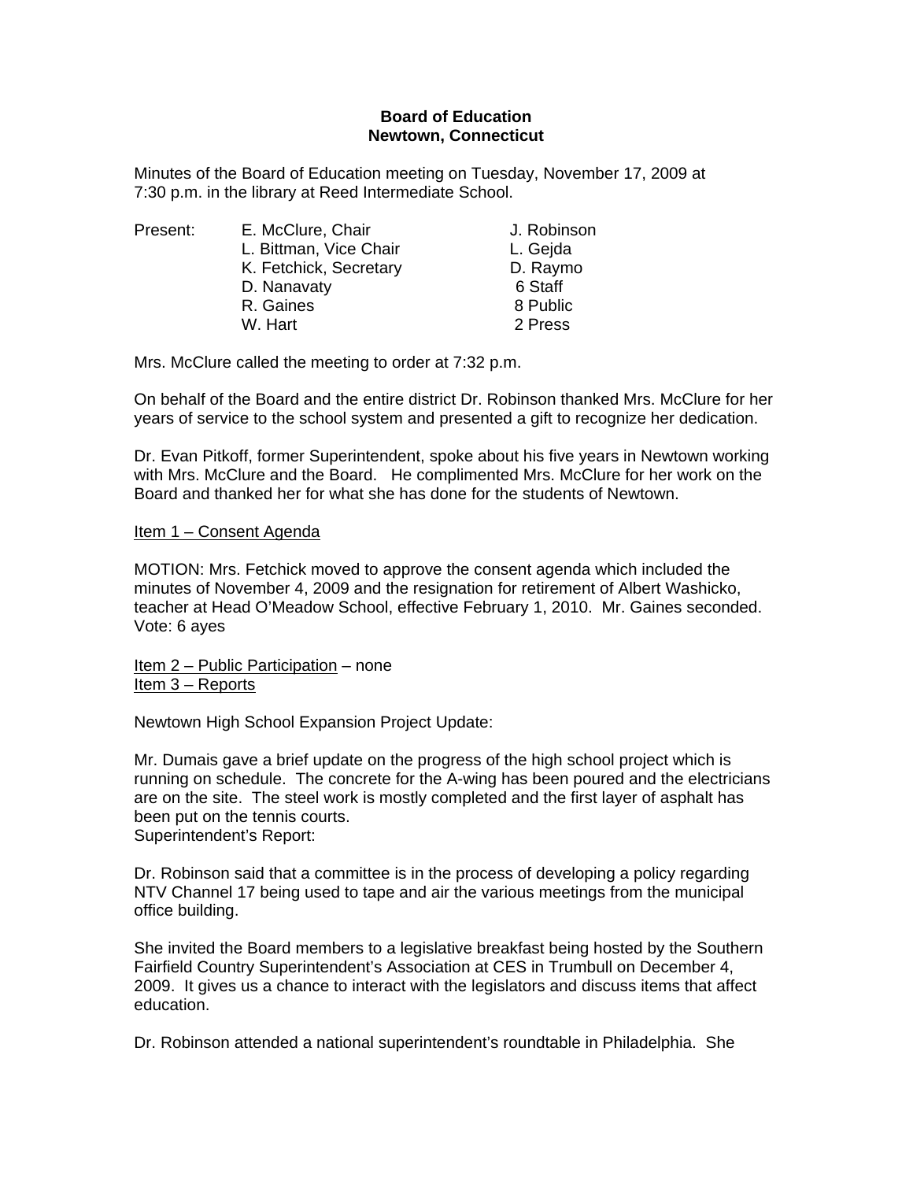**Board of Education**
**Newtown, Connecticut**

Minutes of the Board of Education meeting on Tuesday, November 17, 2009 at 7:30 p.m. in the library at Reed Intermediate School.

| Present: | | |
|---|---|---|
| | E. McClure, Chair | J. Robinson |
| | L. Bittman, Vice Chair | L. Gejda |
| | K. Fetchick, Secretary | D. Raymo |
| | D. Nanavaty | 6 Staff |
| | R. Gaines | 8 Public |
| | W. Hart | 2 Press |

Mrs. McClure called the meeting to order at 7:32 p.m.

On behalf of the Board and the entire district Dr. Robinson thanked Mrs. McClure for her years of service to the school system and presented a gift to recognize her dedication.

Dr. Evan Pitkoff, former Superintendent, spoke about his five years in Newtown working with Mrs. McClure and the Board. He complimented Mrs. McClure for her work on the Board and thanked her for what she has done for the students of Newtown.

Item 1 – Consent Agenda

MOTION: Mrs. Fetchick moved to approve the consent agenda which included the minutes of November 4, 2009 and the resignation for retirement of Albert Washicko, teacher at Head O'Meadow School, effective February 1, 2010. Mr. Gaines seconded. Vote: 6 ayes

Item 2 – Public Participation – none
Item 3 – Reports

Newtown High School Expansion Project Update:

Mr. Dumais gave a brief update on the progress of the high school project which is running on schedule. The concrete for the A-wing has been poured and the electricians are on the site. The steel work is mostly completed and the first layer of asphalt has been put on the tennis courts.
Superintendent's Report:

Dr. Robinson said that a committee is in the process of developing a policy regarding NTV Channel 17 being used to tape and air the various meetings from the municipal office building.

She invited the Board members to a legislative breakfast being hosted by the Southern Fairfield Country Superintendent's Association at CES in Trumbull on December 4, 2009. It gives us a chance to interact with the legislators and discuss items that affect education.

Dr. Robinson attended a national superintendent's roundtable in Philadelphia. She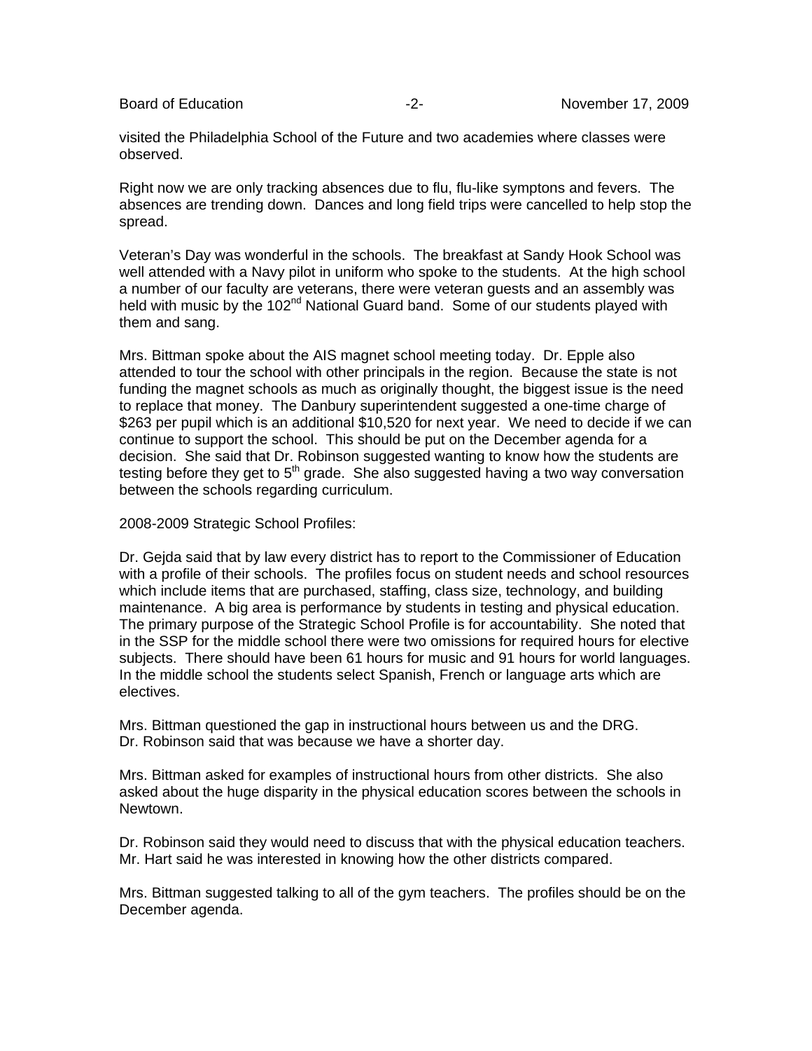visited the Philadelphia School of the Future and two academies where classes were observed.

Right now we are only tracking absences due to flu, flu-like symptons and fevers. The absences are trending down. Dances and long field trips were cancelled to help stop the spread.

Veteran's Day was wonderful in the schools. The breakfast at Sandy Hook School was well attended with a Navy pilot in uniform who spoke to the students. At the high school a number of our faculty are veterans, there were veteran guests and an assembly was held with music by the 102nd National Guard band. Some of our students played with them and sang.

Mrs. Bittman spoke about the AIS magnet school meeting today. Dr. Epple also attended to tour the school with other principals in the region. Because the state is not funding the magnet schools as much as originally thought, the biggest issue is the need to replace that money. The Danbury superintendent suggested a one-time charge of $263 per pupil which is an additional $10,520 for next year. We need to decide if we can continue to support the school. This should be put on the December agenda for a decision. She said that Dr. Robinson suggested wanting to know how the students are testing before they get to 5th grade. She also suggested having a two way conversation between the schools regarding curriculum.

2008-2009 Strategic School Profiles:

Dr. Gejda said that by law every district has to report to the Commissioner of Education with a profile of their schools. The profiles focus on student needs and school resources which include items that are purchased, staffing, class size, technology, and building maintenance. A big area is performance by students in testing and physical education. The primary purpose of the Strategic School Profile is for accountability. She noted that in the SSP for the middle school there were two omissions for required hours for elective subjects. There should have been 61 hours for music and 91 hours for world languages. In the middle school the students select Spanish, French or language arts which are electives.

Mrs. Bittman questioned the gap in instructional hours between us and the DRG. Dr. Robinson said that was because we have a shorter day.

Mrs. Bittman asked for examples of instructional hours from other districts. She also asked about the huge disparity in the physical education scores between the schools in Newtown.

Dr. Robinson said they would need to discuss that with the physical education teachers. Mr. Hart said he was interested in knowing how the other districts compared.

Mrs. Bittman suggested talking to all of the gym teachers. The profiles should be on the December agenda.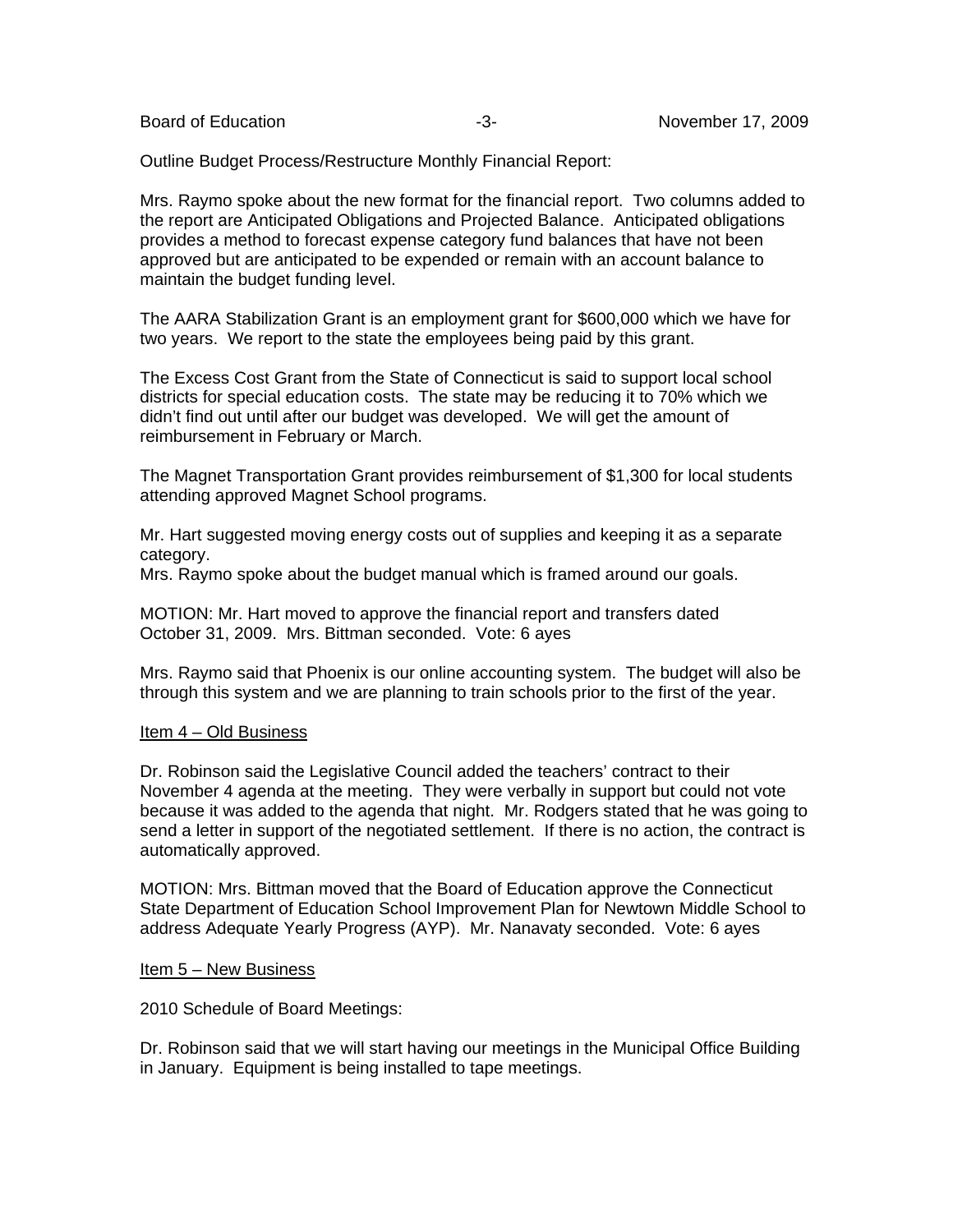Outline Budget Process/Restructure Monthly Financial Report:

Mrs. Raymo spoke about the new format for the financial report. Two columns added to the report are Anticipated Obligations and Projected Balance. Anticipated obligations provides a method to forecast expense category fund balances that have not been approved but are anticipated to be expended or remain with an account balance to maintain the budget funding level.

The AARA Stabilization Grant is an employment grant for $600,000 which we have for two years. We report to the state the employees being paid by this grant.

The Excess Cost Grant from the State of Connecticut is said to support local school districts for special education costs. The state may be reducing it to 70% which we didn't find out until after our budget was developed. We will get the amount of reimbursement in February or March.

The Magnet Transportation Grant provides reimbursement of $1,300 for local students attending approved Magnet School programs.

Mr. Hart suggested moving energy costs out of supplies and keeping it as a separate category.
Mrs. Raymo spoke about the budget manual which is framed around our goals.

MOTION: Mr. Hart moved to approve the financial report and transfers dated October 31, 2009. Mrs. Bittman seconded. Vote: 6 ayes

Mrs. Raymo said that Phoenix is our online accounting system. The budget will also be through this system and we are planning to train schools prior to the first of the year.

<u>Item 4 – Old Business</u>

Dr. Robinson said the Legislative Council added the teachers' contract to their November 4 agenda at the meeting. They were verbally in support but could not vote because it was added to the agenda that night. Mr. Rodgers stated that he was going to send a letter in support of the negotiated settlement. If there is no action, the contract is automatically approved.

MOTION: Mrs. Bittman moved that the Board of Education approve the Connecticut State Department of Education School Improvement Plan for Newtown Middle School to address Adequate Yearly Progress (AYP). Mr. Nanavaty seconded. Vote: 6 ayes

<u>Item 5 – New Business</u>

2010 Schedule of Board Meetings:

Dr. Robinson said that we will start having our meetings in the Municipal Office Building in January. Equipment is being installed to tape meetings.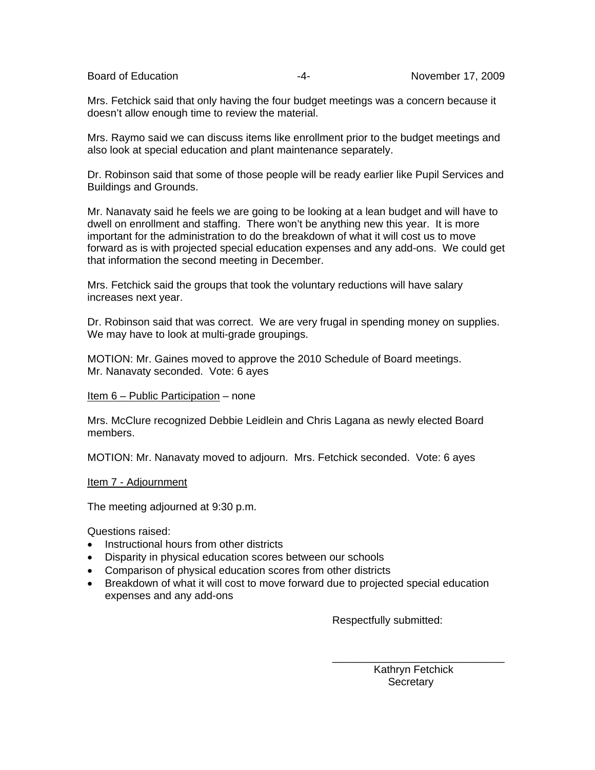Mrs. Fetchick said that only having the four budget meetings was a concern because it doesn't allow enough time to review the material.

Mrs. Raymo said we can discuss items like enrollment prior to the budget meetings and also look at special education and plant maintenance separately.

Dr. Robinson said that some of those people will be ready earlier like Pupil Services and Buildings and Grounds.

Mr. Nanavaty said he feels we are going to be looking at a lean budget and will have to dwell on enrollment and staffing. There won't be anything new this year. It is more important for the administration to do the breakdown of what it will cost us to move forward as is with projected special education expenses and any add-ons. We could get that information the second meeting in December.

Mrs. Fetchick said the groups that took the voluntary reductions will have salary increases next year.

Dr. Robinson said that was correct. We are very frugal in spending money on supplies. We may have to look at multi-grade groupings.

MOTION: Mr. Gaines moved to approve the 2010 Schedule of Board meetings. Mr. Nanavaty seconded. Vote: 6 ayes

Item 6 – Public Participation – none

Mrs. McClure recognized Debbie Leidlein and Chris Lagana as newly elected Board members.

MOTION: Mr. Nanavaty moved to adjourn. Mrs. Fetchick seconded. Vote: 6 ayes

Item 7 - Adjournment

The meeting adjourned at 9:30 p.m.

Questions raised:

- Instructional hours from other districts
- Disparity in physical education scores between our schools
- Comparison of physical education scores from other districts
- Breakdown of what it will cost to move forward due to projected special education expenses and any add-ons

Respectfully submitted:

\_\_\_\_\_\_\_\_\_\_\_\_\_\_\_\_\_\_\_\_\_\_\_\_\_\_\_\_

Kathryn Fetchick
Secretary